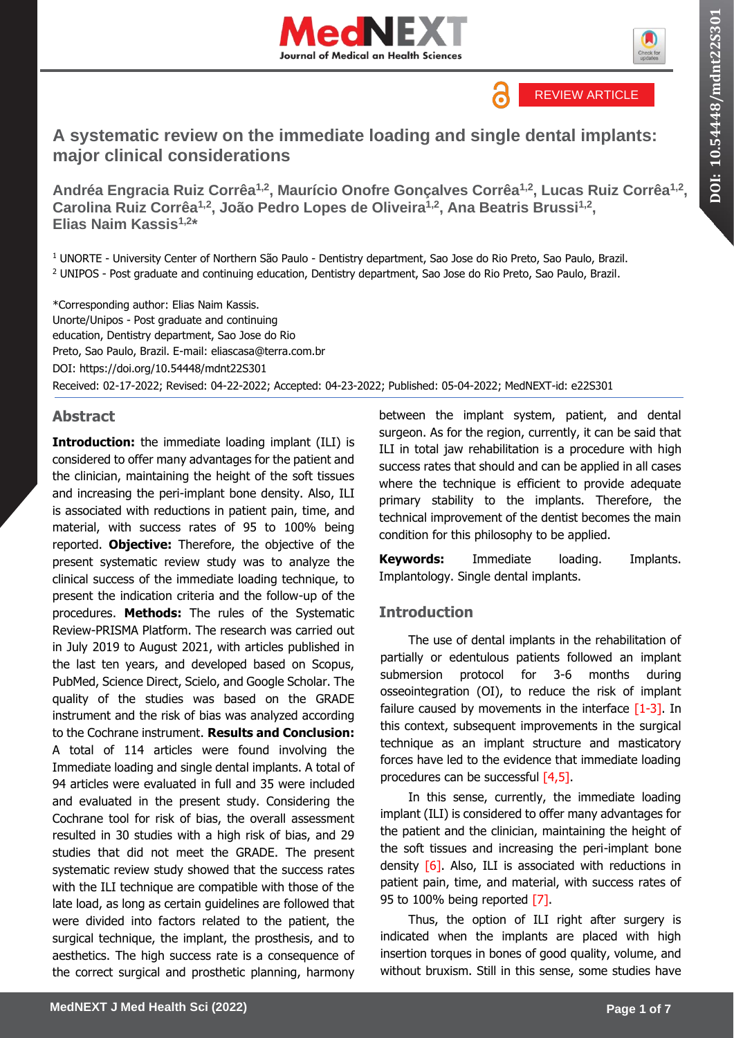REVIEW ARTICLE

# A systematic review on the immediate loading and single dental implants: major clinical considerations

**Andréa Engracia Ruiz Corrêa[1,2], Maurício Onofre Gonçalves Corrêa[1,2], Lucas Ruiz Corrêa[1,2], Carolina Ruiz Corrêa[1,2], João Pedro Lopes de Oliveira[1,2], Ana Beatris Brussi[1,2], Elias Naim Kassis[1,2]***

[1] UNORTE - University Center of Northern São Paulo - Dentistry department, Sao Jose do Rio Preto, Sao Paulo, Brazil.
[2] UNIPOS - Post graduate and continuing education, Dentistry department, Sao Jose do Rio Preto, Sao Paulo, Brazil.

*Corresponding author: Elias Naim Kassis.
Unorte/Unipos - Post graduate and continuing education, Dentistry department, Sao Jose do Rio Preto, Sao Paulo, Brazil. E-mail: eliascasa@terra.com.br
DOI: https://doi.org/10.54448/mdnt22S301
Received: 02-17-2022; Revised: 04-22-2022; Accepted: 04-23-2022; Published: 05-04-2022; MedNEXT-id: e22S301

## Abstract

**Introduction:** the immediate loading implant (ILI) is considered to offer many advantages for the patient and the clinician, maintaining the height of the soft tissues and increasing the peri-implant bone density. Also, ILI is associated with reductions in patient pain, time, and material, with success rates of 95 to 100% being reported. **Objective:** Therefore, the objective of the present systematic review study was to analyze the clinical success of the immediate loading technique, to present the indication criteria and the follow-up of the procedures. **Methods:** The rules of the Systematic Review-PRISMA Platform. The research was carried out in July 2019 to August 2021, with articles published in the last ten years, and developed based on Scopus, PubMed, Science Direct, Scielo, and Google Scholar. The quality of the studies was based on the GRADE instrument and the risk of bias was analyzed according to the Cochrane instrument. **Results and Conclusion:** A total of 114 articles were found involving the Immediate loading and single dental implants. A total of 94 articles were evaluated in full and 35 were included and evaluated in the present study. Considering the Cochrane tool for risk of bias, the overall assessment resulted in 30 studies with a high risk of bias, and 29 studies that did not meet the GRADE. The present systematic review study showed that the success rates with the ILI technique are compatible with those of the late load, as long as certain guidelines are followed that were divided into factors related to the patient, the surgical technique, the implant, the prosthesis, and to aesthetics. The high success rate is a consequence of the correct surgical and prosthetic planning, harmony between the implant system, patient, and dental surgeon. As for the region, currently, it can be said that ILI in total jaw rehabilitation is a procedure with high success rates that should and can be applied in all cases where the technique is efficient to provide adequate primary stability to the implants. Therefore, the technical improvement of the dentist becomes the main condition for this philosophy to be applied.

**Keywords:** Immediate loading. Implants. Implantology. Single dental implants.

## Introduction

The use of dental implants in the rehabilitation of partially or edentulous patients followed an implant submersion protocol for 3-6 months during osseointegration (OI), to reduce the risk of implant failure caused by movements in the interface [1-3]. In this context, subsequent improvements in the surgical technique as an implant structure and masticatory forces have led to the evidence that immediate loading procedures can be successful [4,5].

In this sense, currently, the immediate loading implant (ILI) is considered to offer many advantages for the patient and the clinician, maintaining the height of the soft tissues and increasing the peri-implant bone density [6]. Also, ILI is associated with reductions in patient pain, time, and material, with success rates of 95 to 100% being reported [7].

Thus, the option of ILI right after surgery is indicated when the implants are placed with high insertion torques in bones of good quality, volume, and without bruxism. Still in this sense, some studies have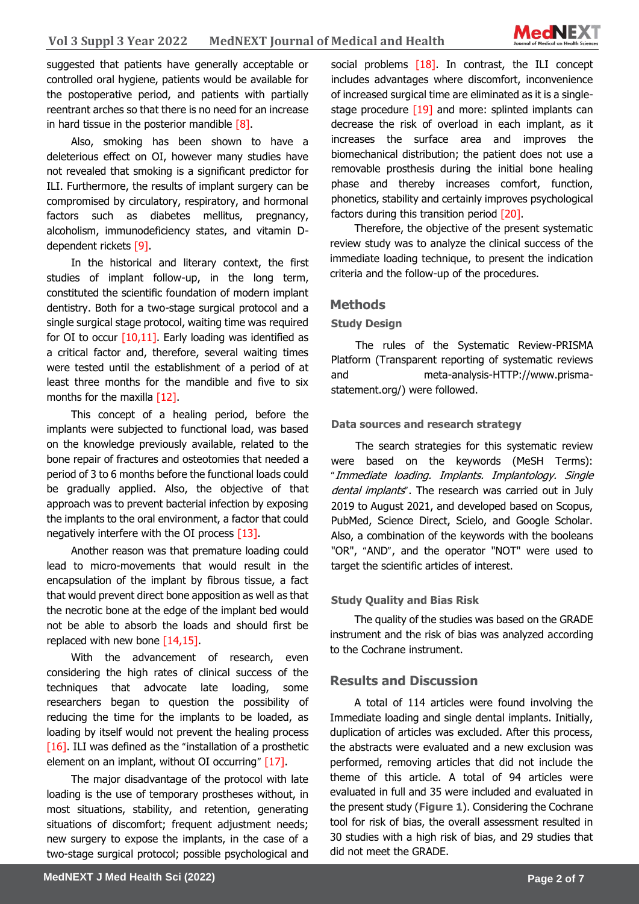suggested that patients have generally acceptable or controlled oral hygiene, patients would be available for the postoperative period, and patients with partially reentrant arches so that there is no need for an increase in hard tissue in the posterior mandible [8].

Also, smoking has been shown to have a deleterious effect on OI, however many studies have not revealed that smoking is a significant predictor for ILI. Furthermore, the results of implant surgery can be compromised by circulatory, respiratory, and hormonal factors such as diabetes mellitus, pregnancy, alcoholism, immunodeficiency states, and vitamin D-dependent rickets [9].

In the historical and literary context, the first studies of implant follow-up, in the long term, constituted the scientific foundation of modern implant dentistry. Both for a two-stage surgical protocol and a single surgical stage protocol, waiting time was required for OI to occur [10,11]. Early loading was identified as a critical factor and, therefore, several waiting times were tested until the establishment of a period of at least three months for the mandible and five to six months for the maxilla [12].

This concept of a healing period, before the implants were subjected to functional load, was based on the knowledge previously available, related to the bone repair of fractures and osteotomies that needed a period of 3 to 6 months before the functional loads could be gradually applied. Also, the objective of that approach was to prevent bacterial infection by exposing the implants to the oral environment, a factor that could negatively interfere with the OI process [13].

Another reason was that premature loading could lead to micro-movements that would result in the encapsulation of the implant by fibrous tissue, a fact that would prevent direct bone apposition as well as that the necrotic bone at the edge of the implant bed would not be able to absorb the loads and should first be replaced with new bone [14,15].

With the advancement of research, even considering the high rates of clinical success of the techniques that advocate late loading, some researchers began to question the possibility of reducing the time for the implants to be loaded, as loading by itself would not prevent the healing process [16]. ILI was defined as the "installation of a prosthetic element on an implant, without OI occurring" [17].

The major disadvantage of the protocol with late loading is the use of temporary prostheses without, in most situations, stability, and retention, generating situations of discomfort; frequent adjustment needs; new surgery to expose the implants, in the case of a two-stage surgical protocol; possible psychological and social problems [18]. In contrast, the ILI concept includes advantages where discomfort, inconvenience of increased surgical time are eliminated as it is a single-stage procedure [19] and more: splinted implants can decrease the risk of overload in each implant, as it increases the surface area and improves the biomechanical distribution; the patient does not use a removable prosthesis during the initial bone healing phase and thereby increases comfort, function, phonetics, stability and certainly improves psychological factors during this transition period [20].

Therefore, the objective of the present systematic review study was to analyze the clinical success of the immediate loading technique, to present the indication criteria and the follow-up of the procedures.

## Methods

### Study Design

The rules of the Systematic Review-PRISMA Platform (Transparent reporting of systematic reviews and meta-analysis-HTTP://www.prisma-statement.org/) were followed.

### Data sources and research strategy

The search strategies for this systematic review were based on the keywords (MeSH Terms): "*Immediate loading. Implants. Implantology. Single dental implants*". The research was carried out in July 2019 to August 2021, and developed based on Scopus, PubMed, Science Direct, Scielo, and Google Scholar. Also, a combination of the keywords with the booleans "OR", "AND", and the operator "NOT" were used to target the scientific articles of interest.

### Study Quality and Bias Risk

The quality of the studies was based on the GRADE instrument and the risk of bias was analyzed according to the Cochrane instrument.

## Results and Discussion

A total of 114 articles were found involving the Immediate loading and single dental implants. Initially, duplication of articles was excluded. After this process, the abstracts were evaluated and a new exclusion was performed, removing articles that did not include the theme of this article. A total of 94 articles were evaluated in full and 35 were included and evaluated in the present study (**Figure 1**). Considering the Cochrane tool for risk of bias, the overall assessment resulted in 30 studies with a high risk of bias, and 29 studies that did not meet the GRADE.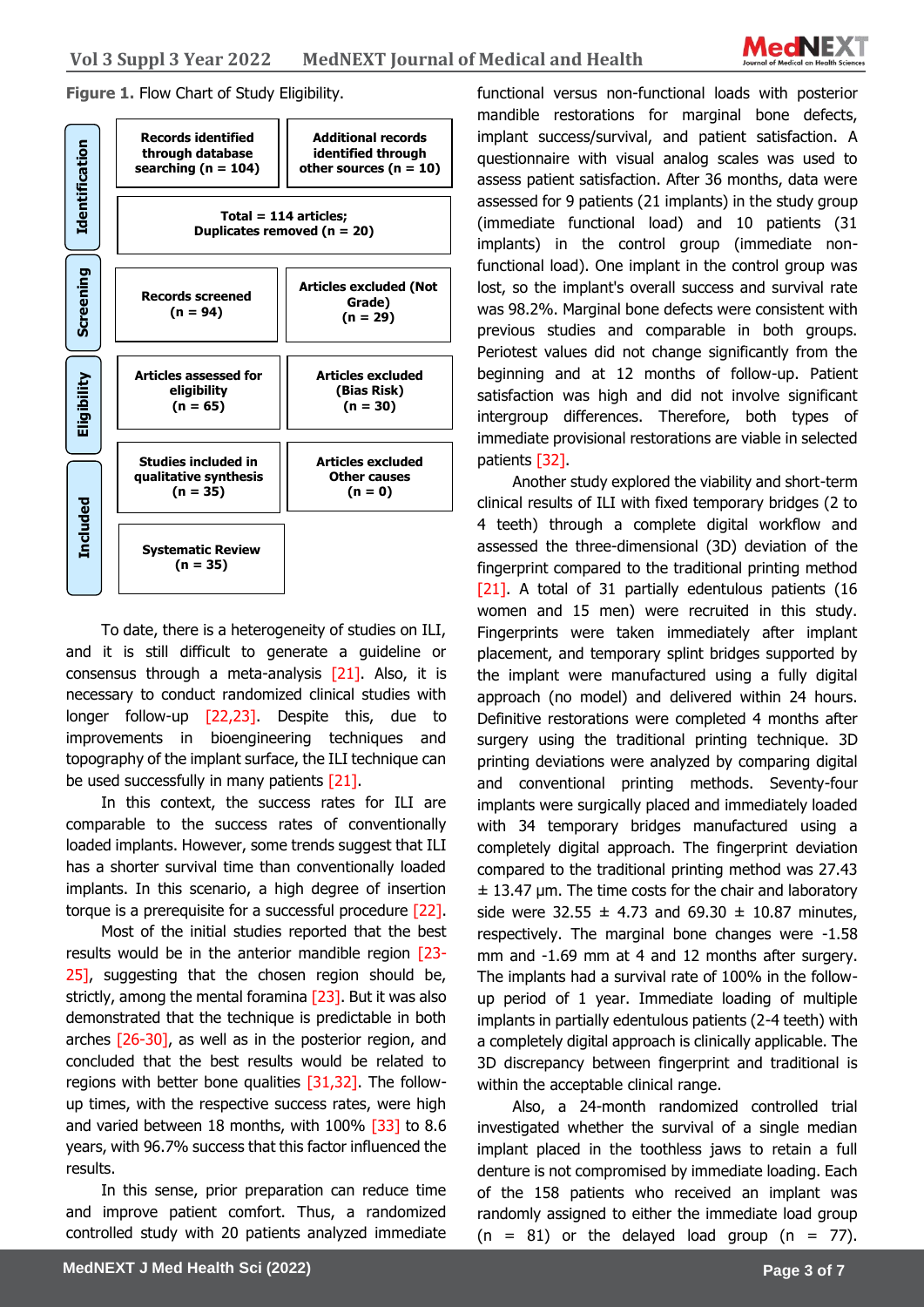**Figure 1.** Flow Chart of Study Eligibility.

| Stage | | |
|---|---|---|
| Identification | Records identified through database searching (n = 104) | Additional records identified through other sources (n = 10) |
| Identification | Total = 114 articles; Duplicates removed (n = 20) | |
| Screening | Records screened (n = 94) | Articles excluded (Not Grade) (n = 29) |
| Eligibility | Articles assessed for eligibility (n = 65) | Articles excluded (Bias Risk) (n = 30) |
| Included | Studies included in qualitative synthesis (n = 35) | Articles excluded Other causes (n = 0) |
| Included | Systematic Review (n = 35) | |

To date, there is a heterogeneity of studies on ILI, and it is still difficult to generate a guideline or consensus through a meta-analysis [21]. Also, it is necessary to conduct randomized clinical studies with longer follow-up [22,23]. Despite this, due to improvements in bioengineering techniques and topography of the implant surface, the ILI technique can be used successfully in many patients [21].

In this context, the success rates for ILI are comparable to the success rates of conventionally loaded implants. However, some trends suggest that ILI has a shorter survival time than conventionally loaded implants. In this scenario, a high degree of insertion torque is a prerequisite for a successful procedure [22].

Most of the initial studies reported that the best results would be in the anterior mandible region [23-25], suggesting that the chosen region should be, strictly, among the mental foramina [23]. But it was also demonstrated that the technique is predictable in both arches [26-30], as well as in the posterior region, and concluded that the best results would be related to regions with better bone qualities [31,32]. The follow-up times, with the respective success rates, were high and varied between 18 months, with 100% [33] to 8.6 years, with 96.7% success that this factor influenced the results.

In this sense, prior preparation can reduce time and improve patient comfort. Thus, a randomized controlled study with 20 patients analyzed immediate functional versus non-functional loads with posterior mandible restorations for marginal bone defects, implant success/survival, and patient satisfaction. A questionnaire with visual analog scales was used to assess patient satisfaction. After 36 months, data were assessed for 9 patients (21 implants) in the study group (immediate functional load) and 10 patients (31 implants) in the control group (immediate non-functional load). One implant in the control group was lost, so the implant's overall success and survival rate was 98.2%. Marginal bone defects were consistent with previous studies and comparable in both groups. Periotest values did not change significantly from the beginning and at 12 months of follow-up. Patient satisfaction was high and did not involve significant intergroup differences. Therefore, both types of immediate provisional restorations are viable in selected patients [32].

Another study explored the viability and short-term clinical results of ILI with fixed temporary bridges (2 to 4 teeth) through a complete digital workflow and assessed the three-dimensional (3D) deviation of the fingerprint compared to the traditional printing method [21]. A total of 31 partially edentulous patients (16 women and 15 men) were recruited in this study. Fingerprints were taken immediately after implant placement, and temporary splint bridges supported by the implant were manufactured using a fully digital approach (no model) and delivered within 24 hours. Definitive restorations were completed 4 months after surgery using the traditional printing technique. 3D printing deviations were analyzed by comparing digital and conventional printing methods. Seventy-four implants were surgically placed and immediately loaded with 34 temporary bridges manufactured using a completely digital approach. The fingerprint deviation compared to the traditional printing method was 27.43 ± 13.47 µm. The time costs for the chair and laboratory side were 32.55 ± 4.73 and 69.30 ± 10.87 minutes, respectively. The marginal bone changes were -1.58 mm and -1.69 mm at 4 and 12 months after surgery. The implants had a survival rate of 100% in the follow-up period of 1 year. Immediate loading of multiple implants in partially edentulous patients (2-4 teeth) with a completely digital approach is clinically applicable. The 3D discrepancy between fingerprint and traditional is within the acceptable clinical range.

Also, a 24-month randomized controlled trial investigated whether the survival of a single median implant placed in the toothless jaws to retain a full denture is not compromised by immediate loading. Each of the 158 patients who received an implant was randomly assigned to either the immediate load group (n = 81) or the delayed load group (n = 77).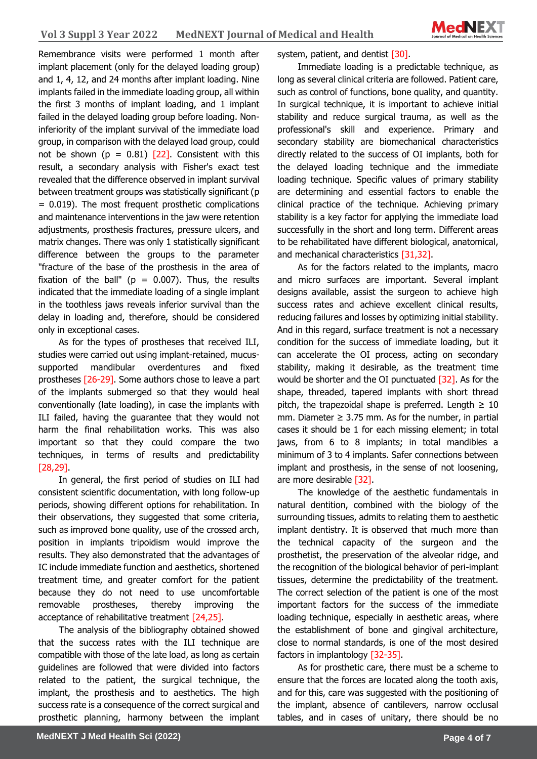Remembrance visits were performed 1 month after implant placement (only for the delayed loading group) and 1, 4, 12, and 24 months after implant loading. Nine implants failed in the immediate loading group, all within the first 3 months of implant loading, and 1 implant failed in the delayed loading group before loading. Non-inferiority of the implant survival of the immediate load group, in comparison with the delayed load group, could not be shown ($p = 0.81$) [22]. Consistent with this result, a secondary analysis with Fisher's exact test revealed that the difference observed in implant survival between treatment groups was statistically significant ($p = 0.019$). The most frequent prosthetic complications and maintenance interventions in the jaw were retention adjustments, prosthesis fractures, pressure ulcers, and matrix changes. There was only 1 statistically significant difference between the groups to the parameter "fracture of the base of the prosthesis in the area of fixation of the ball" ($p = 0.007$). Thus, the results indicated that the immediate loading of a single implant in the toothless jaws reveals inferior survival than the delay in loading and, therefore, should be considered only in exceptional cases.

As for the types of prostheses that received ILI, studies were carried out using implant-retained, mucus-supported mandibular overdentures and fixed prostheses [26-29]. Some authors chose to leave a part of the implants submerged so that they would heal conventionally (late loading), in case the implants with ILI failed, having the guarantee that they would not harm the final rehabilitation works. This was also important so that they could compare the two techniques, in terms of results and predictability [28,29].

In general, the first period of studies on ILI had consistent scientific documentation, with long follow-up periods, showing different options for rehabilitation. In their observations, they suggested that some criteria, such as improved bone quality, use of the crossed arch, position in implants tripoidism would improve the results. They also demonstrated that the advantages of IC include immediate function and aesthetics, shortened treatment time, and greater comfort for the patient because they do not need to use uncomfortable removable prostheses, thereby improving the acceptance of rehabilitative treatment [24,25].

The analysis of the bibliography obtained showed that the success rates with the ILI technique are compatible with those of the late load, as long as certain guidelines are followed that were divided into factors related to the patient, the surgical technique, the implant, the prosthesis and to aesthetics. The high success rate is a consequence of the correct surgical and prosthetic planning, harmony between the implant system, patient, and dentist [30].

Immediate loading is a predictable technique, as long as several clinical criteria are followed. Patient care, such as control of functions, bone quality, and quantity. In surgical technique, it is important to achieve initial stability and reduce surgical trauma, as well as the professional's skill and experience. Primary and secondary stability are biomechanical characteristics directly related to the success of OI implants, both for the delayed loading technique and the immediate loading technique. Specific values of primary stability are determining and essential factors to enable the clinical practice of the technique. Achieving primary stability is a key factor for applying the immediate load successfully in the short and long term. Different areas to be rehabilitated have different biological, anatomical, and mechanical characteristics [31,32].

As for the factors related to the implants, macro and micro surfaces are important. Several implant designs available, assist the surgeon to achieve high success rates and achieve excellent clinical results, reducing failures and losses by optimizing initial stability. And in this regard, surface treatment is not a necessary condition for the success of immediate loading, but it can accelerate the OI process, acting on secondary stability, making it desirable, as the treatment time would be shorter and the OI punctuated [32]. As for the shape, threaded, tapered implants with short thread pitch, the trapezoidal shape is preferred. Length ≥ 10 mm. Diameter ≥ 3.75 mm. As for the number, in partial cases it should be 1 for each missing element; in total jaws, from 6 to 8 implants; in total mandibles a minimum of 3 to 4 implants. Safer connections between implant and prosthesis, in the sense of not loosening, are more desirable [32].

The knowledge of the aesthetic fundamentals in natural dentition, combined with the biology of the surrounding tissues, admits to relating them to aesthetic implant dentistry. It is observed that much more than the technical capacity of the surgeon and the prosthetist, the preservation of the alveolar ridge, and the recognition of the biological behavior of peri-implant tissues, determine the predictability of the treatment. The correct selection of the patient is one of the most important factors for the success of the immediate loading technique, especially in aesthetic areas, where the establishment of bone and gingival architecture, close to normal standards, is one of the most desired factors in implantology [32-35].

As for prosthetic care, there must be a scheme to ensure that the forces are located along the tooth axis, and for this, care was suggested with the positioning of the implant, absence of cantilevers, narrow occlusal tables, and in cases of unitary, there should be no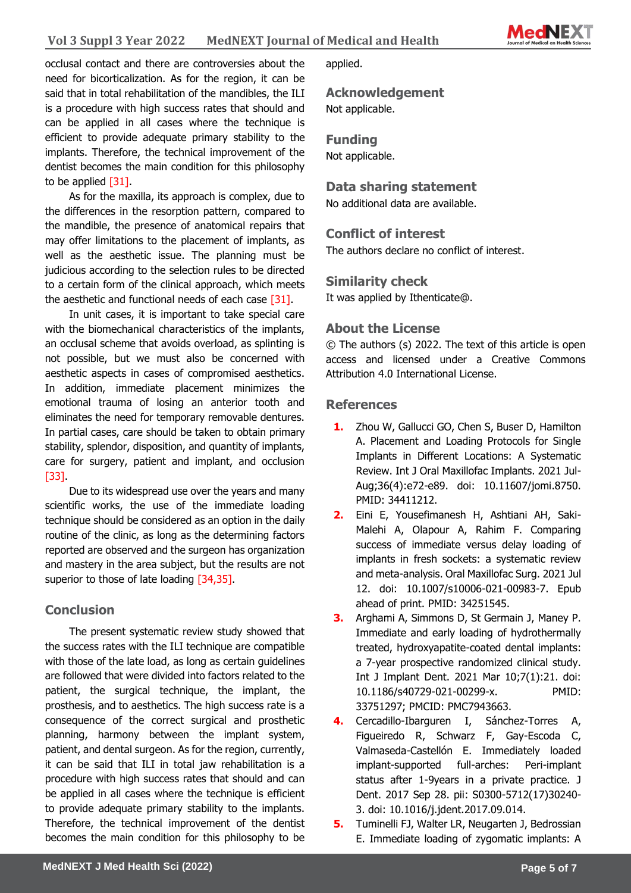occlusal contact and there are controversies about the need for bicorticalization. As for the region, it can be said that in total rehabilitation of the mandibles, the ILI is a procedure with high success rates that should and can be applied in all cases where the technique is efficient to provide adequate primary stability to the implants. Therefore, the technical improvement of the dentist becomes the main condition for this philosophy to be applied [31].

As for the maxilla, its approach is complex, due to the differences in the resorption pattern, compared to the mandible, the presence of anatomical repairs that may offer limitations to the placement of implants, as well as the aesthetic issue. The planning must be judicious according to the selection rules to be directed to a certain form of the clinical approach, which meets the aesthetic and functional needs of each case [31].

In unit cases, it is important to take special care with the biomechanical characteristics of the implants, an occlusal scheme that avoids overload, as splinting is not possible, but we must also be concerned with aesthetic aspects in cases of compromised aesthetics. In addition, immediate placement minimizes the emotional trauma of losing an anterior tooth and eliminates the need for temporary removable dentures. In partial cases, care should be taken to obtain primary stability, splendor, disposition, and quantity of implants, care for surgery, patient and implant, and occlusion [33].

Due to its widespread use over the years and many scientific works, the use of the immediate loading technique should be considered as an option in the daily routine of the clinic, as long as the determining factors reported are observed and the surgeon has organization and mastery in the area subject, but the results are not superior to those of late loading [34,35].

## Conclusion

The present systematic review study showed that the success rates with the ILI technique are compatible with those of the late load, as long as certain guidelines are followed that were divided into factors related to the patient, the surgical technique, the implant, the prosthesis, and to aesthetics. The high success rate is a consequence of the correct surgical and prosthetic planning, harmony between the implant system, patient, and dental surgeon. As for the region, currently, it can be said that ILI in total jaw rehabilitation is a procedure with high success rates that should and can be applied in all cases where the technique is efficient to provide adequate primary stability to the implants. Therefore, the technical improvement of the dentist becomes the main condition for this philosophy to be applied.

## Acknowledgement

Not applicable.

## Funding

Not applicable.

## Data sharing statement

No additional data are available.

## Conflict of interest

The authors declare no conflict of interest.

## Similarity check

It was applied by Ithenticate@.

## About the License

© The authors (s) 2022. The text of this article is open access and licensed under a Creative Commons Attribution 4.0 International License.

## References

1. Zhou W, Gallucci GO, Chen S, Buser D, Hamilton A. Placement and Loading Protocols for Single Implants in Different Locations: A Systematic Review. Int J Oral Maxillofac Implants. 2021 Jul-Aug;36(4):e72-e89. doi: 10.11607/jomi.8750. PMID: 34411212.
2. Eini E, Yousefimanesh H, Ashtiani AH, Saki-Malehi A, Olapour A, Rahim F. Comparing success of immediate versus delay loading of implants in fresh sockets: a systematic review and meta-analysis. Oral Maxillofac Surg. 2021 Jul 12. doi: 10.1007/s10006-021-00983-7. Epub ahead of print. PMID: 34251545.
3. Arghami A, Simmons D, St Germain J, Maney P. Immediate and early loading of hydrothermally treated, hydroxyapatite-coated dental implants: a 7-year prospective randomized clinical study. Int J Implant Dent. 2021 Mar 10;7(1):21. doi: 10.1186/s40729-021-00299-x. PMID: 33751297; PMCID: PMC7943663.
4. Cercadillo-Ibarguren I, Sánchez-Torres A, Figueiredo R, Schwarz F, Gay-Escoda C, Valmaseda-Castellón E. Immediately loaded implant-supported full-arches: Peri-implant status after 1-9years in a private practice. J Dent. 2017 Sep 28. pii: S0300-5712(17)30240-3. doi: 10.1016/j.jdent.2017.09.014.
5. Tuminelli FJ, Walter LR, Neugarten J, Bedrossian E. Immediate loading of zygomatic implants: A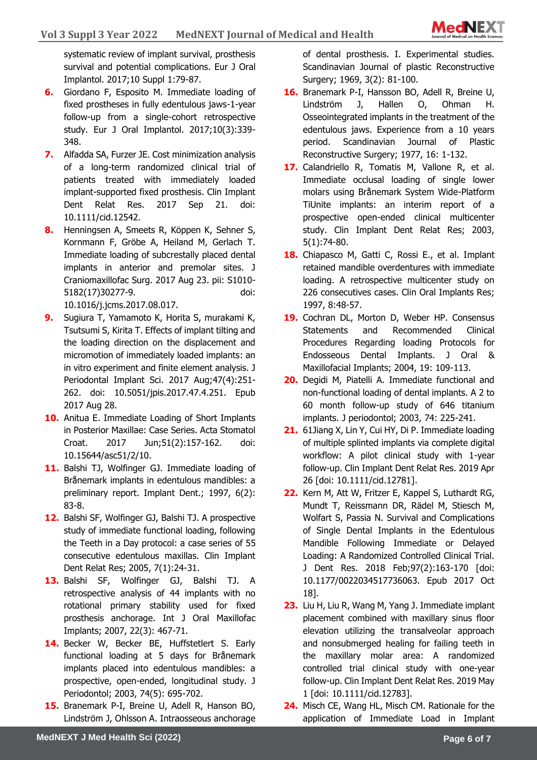systematic review of implant survival, prosthesis survival and potential complications. Eur J Oral Implantol. 2017;10 Suppl 1:79-87.

6. Giordano F, Esposito M. Immediate loading of fixed prostheses in fully edentulous jaws-1-year follow-up from a single-cohort retrospective study. Eur J Oral Implantol. 2017;10(3):339-348.
7. Alfadda SA, Furzer JE. Cost minimization analysis of a long-term randomized clinical trial of patients treated with immediately loaded implant-supported fixed prosthesis. Clin Implant Dent Relat Res. 2017 Sep 21. doi: 10.1111/cid.12542.
8. Henningsen A, Smeets R, Köppen K, Sehner S, Kornmann F, Gröbe A, Heiland M, Gerlach T. Immediate loading of subcrestally placed dental implants in anterior and premolar sites. J Craniomaxillofac Surg. 2017 Aug 23. pii: S1010-5182(17)30277-9. doi: 10.1016/j.jcms.2017.08.017.
9. Sugiura T, Yamamoto K, Horita S, murakami K, Tsutsumi S, Kirita T. Effects of implant tilting and the loading direction on the displacement and micromotion of immediately loaded implants: an in vitro experiment and finite element analysis. J Periodontal Implant Sci. 2017 Aug;47(4):251-262. doi: 10.5051/jpis.2017.47.4.251. Epub 2017 Aug 28.
10. Anitua E. Immediate Loading of Short Implants in Posterior Maxillae: Case Series. Acta Stomatol Croat. 2017 Jun;51(2):157-162. doi: 10.15644/asc51/2/10.
11. Balshi TJ, Wolfinger GJ. Immediate loading of Brånemark implants in edentulous mandibles: a preliminary report. Implant Dent.; 1997, 6(2): 83-8.
12. Balshi SF, Wolfinger GJ, Balshi TJ. A prospective study of immediate functional loading, following the Teeth in a Day protocol: a case series of 55 consecutive edentulous maxillas. Clin Implant Dent Relat Res; 2005, 7(1):24-31.
13. Balshi SF, Wolfinger GJ, Balshi TJ. A retrospective analysis of 44 implants with no rotational primary stability used for fixed prosthesis anchorage. Int J Oral Maxillofac Implants; 2007, 22(3): 467-71.
14. Becker W, Becker BE, Huffstetlert S. Early functional loading at 5 days for Brånemark implants placed into edentulous mandibles: a prospective, open-ended, longitudinal study. J Periodontol; 2003, 74(5): 695-702.
15. Branemark P-I, Breine U, Adell R, Hanson BO, Lindström J, Ohlsson A. Intraosseous anchorage of dental prosthesis. I. Experimental studies. Scandinavian Journal of plastic Reconstructive Surgery; 1969, 3(2): 81-100.
16. Branemark P-I, Hansson BO, Adell R, Breine U, Lindström J, Hallen O, Ohman H. Osseointegrated implants in the treatment of the edentulous jaws. Experience from a 10 years period. Scandinavian Journal of Plastic Reconstructive Surgery; 1977, 16: 1-132.
17. Calandriello R, Tomatis M, Vallone R, et al. Immediate occlusal loading of single lower molars using Brånemark System Wide-Platform TiUnite implants: an interim report of a prospective open-ended clinical multicenter study. Clin Implant Dent Relat Res; 2003, 5(1):74-80.
18. Chiapasco M, Gatti C, Rossi E., et al. Implant retained mandible overdentures with immediate loading. A retrospective multicenter study on 226 consecutives cases. Clin Oral Implants Res; 1997, 8:48-57.
19. Cochran DL, Morton D, Weber HP. Consensus Statements and Recommended Clinical Procedures Regarding loading Protocols for Endosseous Dental Implants. J Oral & Maxillofacial Implants; 2004, 19: 109-113.
20. Degidi M, Piatelli A. Immediate functional and non-functional loading of dental implants. A 2 to 60 month follow-up study of 646 titanium implants. J periodontol; 2003, 74: 225-241.
21. 61Jiang X, Lin Y, Cui HY, Di P. Immediate loading of multiple splinted implants via complete digital workflow: A pilot clinical study with 1-year follow-up. Clin Implant Dent Relat Res. 2019 Apr 26 [doi: 10.1111/cid.12781].
22. Kern M, Att W, Fritzer E, Kappel S, Luthardt RG, Mundt T, Reissmann DR, Rädel M, Stiesch M, Wolfart S, Passia N. Survival and Complications of Single Dental Implants in the Edentulous Mandible Following Immediate or Delayed Loading: A Randomized Controlled Clinical Trial. J Dent Res. 2018 Feb;97(2):163-170 [doi: 10.1177/0022034517736063. Epub 2017 Oct 18].
23. Liu H, Liu R, Wang M, Yang J. Immediate implant placement combined with maxillary sinus floor elevation utilizing the transalveolar approach and nonsubmerged healing for failing teeth in the maxillary molar area: A randomized controlled trial clinical study with one-year follow-up. Clin Implant Dent Relat Res. 2019 May 1 [doi: 10.1111/cid.12783].
24. Misch CE, Wang HL, Misch CM. Rationale for the application of Immediate Load in Implant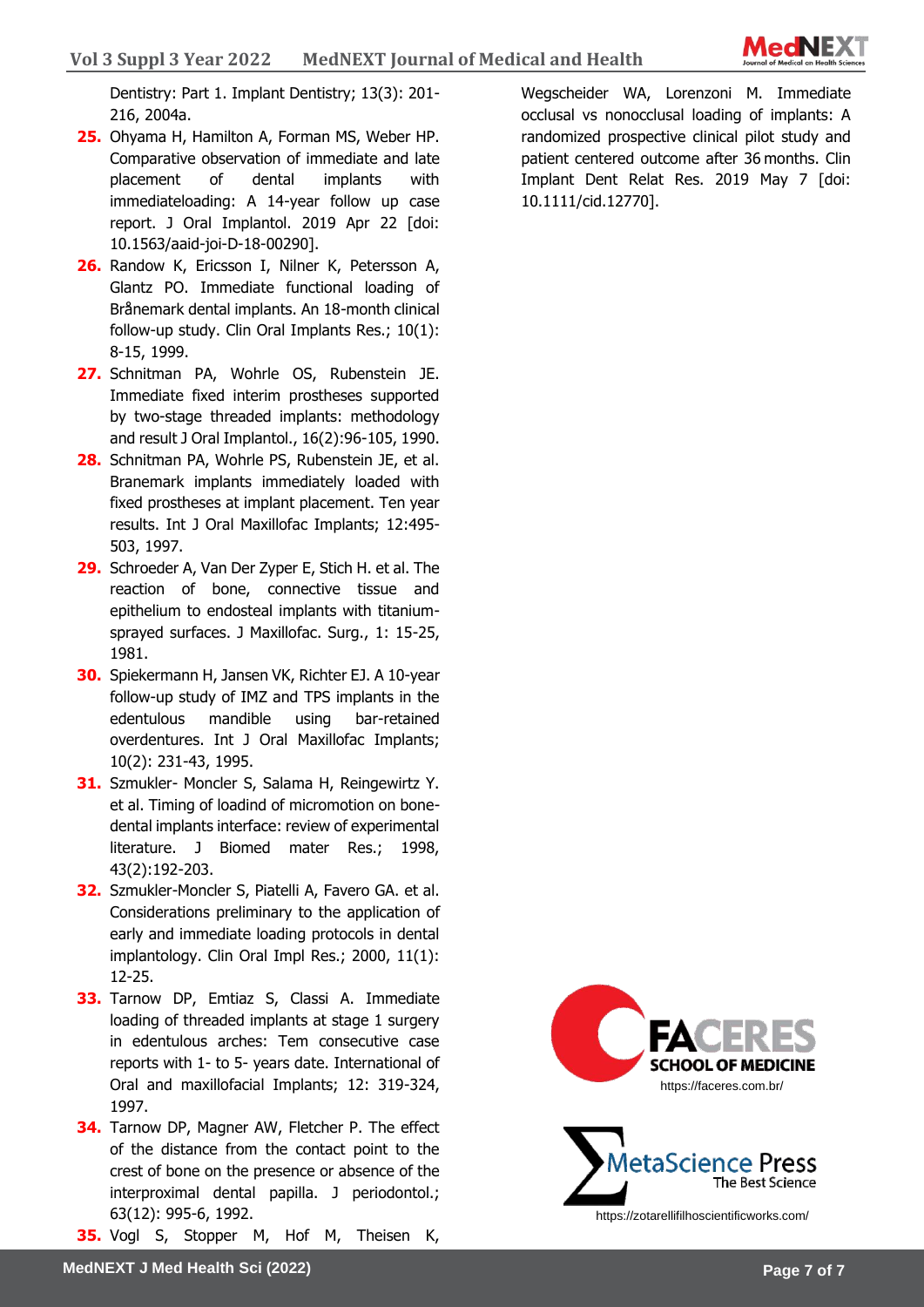Dentistry: Part 1. Implant Dentistry; 13(3): 201-216, 2004a.

25. Ohyama H, Hamilton A, Forman MS, Weber HP. Comparative observation of immediate and late placement of dental implants with immediateloading: A 14-year follow up case report. J Oral Implantol. 2019 Apr 22 [doi: 10.1563/aaid-joi-D-18-00290].
26. Randow K, Ericsson I, Nilner K, Petersson A, Glantz PO. Immediate functional loading of Brånemark dental implants. An 18-month clinical follow-up study. Clin Oral Implants Res.; 10(1): 8-15, 1999.
27. Schnitman PA, Wohrle OS, Rubenstein JE. Immediate fixed interim prostheses supported by two-stage threaded implants: methodology and result J Oral Implantol., 16(2):96-105, 1990.
28. Schnitman PA, Wohrle PS, Rubenstein JE, et al. Branemark implants immediately loaded with fixed prostheses at implant placement. Ten year results. Int J Oral Maxillofac Implants; 12:495-503, 1997.
29. Schroeder A, Van Der Zyper E, Stich H. et al. The reaction of bone, connective tissue and epithelium to endosteal implants with titanium-sprayed surfaces. J Maxillofac. Surg., 1: 15-25, 1981.
30. Spiekermann H, Jansen VK, Richter EJ. A 10-year follow-up study of IMZ and TPS implants in the edentulous mandible using bar-retained overdentures. Int J Oral Maxillofac Implants; 10(2): 231-43, 1995.
31. Szmukler- Moncler S, Salama H, Reingewirtz Y. et al. Timing of loadind of micromotion on bone-dental implants interface: review of experimental literature. J Biomed mater Res.; 1998, 43(2):192-203.
32. Szmukler-Moncler S, Piatelli A, Favero GA. et al. Considerations preliminary to the application of early and immediate loading protocols in dental implantology. Clin Oral Impl Res.; 2000, 11(1): 12-25.
33. Tarnow DP, Emtiaz S, Classi A. Immediate loading of threaded implants at stage 1 surgery in edentulous arches: Tem consecutive case reports with 1- to 5- years date. International of Oral and maxillofacial Implants; 12: 319-324, 1997.
34. Tarnow DP, Magner AW, Fletcher P. The effect of the distance from the contact point to the crest of bone on the presence or absence of the interproximal dental papilla. J periodontol.; 63(12): 995-6, 1992.
35. Vogl S, Stopper M, Hof M, Theisen K, Wegscheider WA, Lorenzoni M. Immediate occlusal vs nonocclusal loading of implants: A randomized prospective clinical pilot study and patient centered outcome after 36 months. Clin Implant Dent Relat Res. 2019 May 7 [doi: 10.1111/cid.12770].

FACERES SCHOOL OF MEDICINE
https://faceres.com.br/

MetaScience Press
The Best Science
https://zotarellifilhoscientificworks.com/